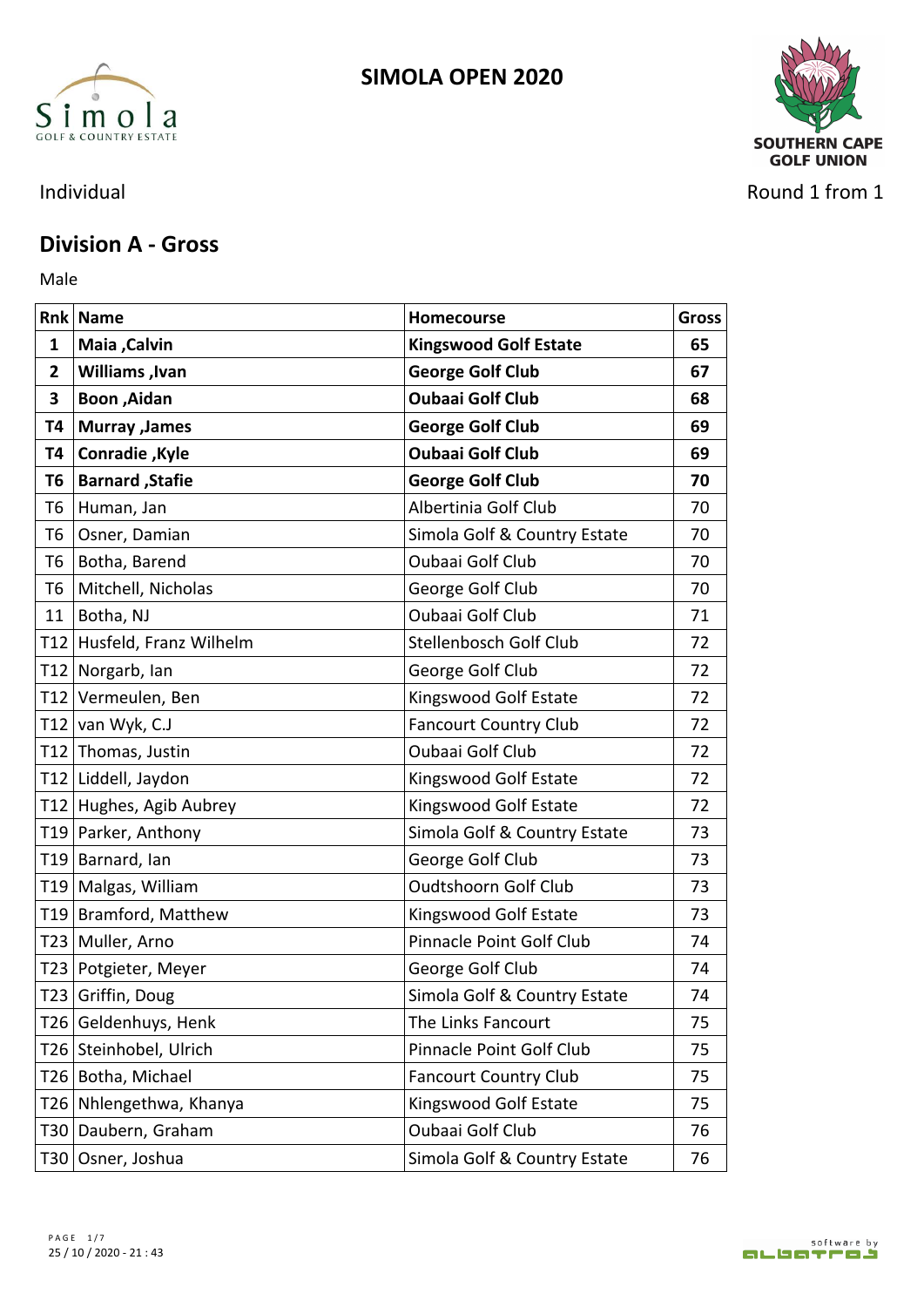# SIMOLA OPEN 2020

Simola GOLF & COUNTRY ESTATE

SOUTHERN CAPE GOLF UNION

Individual

Round 1 from 1

## Division A - Gross

Male

| Rnk | Name | Homecourse | Gross |
|---|---|---|---|
| **1** | **Maia ,Calvin** | **Kingswood Golf Estate** | **65** |
| **2** | **Williams ,Ivan** | **George Golf Club** | **67** |
| **3** | **Boon ,Aidan** | **Oubaai Golf Club** | **68** |
| **T4** | **Murray ,James** | **George Golf Club** | **69** |
| **T4** | **Conradie ,Kyle** | **Oubaai Golf Club** | **69** |
| **T6** | **Barnard ,Stafie** | **George Golf Club** | **70** |
| T6 | Human, Jan | Albertinia Golf Club | 70 |
| T6 | Osner, Damian | Simola Golf & Country Estate | 70 |
| T6 | Botha, Barend | Oubaai Golf Club | 70 |
| T6 | Mitchell, Nicholas | George Golf Club | 70 |
| 11 | Botha, NJ | Oubaai Golf Club | 71 |
| T12 | Husfeld, Franz Wilhelm | Stellenbosch Golf Club | 72 |
| T12 | Norgarb, Ian | George Golf Club | 72 |
| T12 | Vermeulen, Ben | Kingswood Golf Estate | 72 |
| T12 | van Wyk, C.J | Fancourt Country Club | 72 |
| T12 | Thomas, Justin | Oubaai Golf Club | 72 |
| T12 | Liddell, Jaydon | Kingswood Golf Estate | 72 |
| T12 | Hughes, Agib Aubrey | Kingswood Golf Estate | 72 |
| T19 | Parker, Anthony | Simola Golf & Country Estate | 73 |
| T19 | Barnard, Ian | George Golf Club | 73 |
| T19 | Malgas, William | Oudtshoorn Golf Club | 73 |
| T19 | Bramford, Matthew | Kingswood Golf Estate | 73 |
| T23 | Muller, Arno | Pinnacle Point Golf Club | 74 |
| T23 | Potgieter, Meyer | George Golf Club | 74 |
| T23 | Griffin, Doug | Simola Golf & Country Estate | 74 |
| T26 | Geldenhuys, Henk | The Links Fancourt | 75 |
| T26 | Steinhobel, Ulrich | Pinnacle Point Golf Club | 75 |
| T26 | Botha, Michael | Fancourt Country Club | 75 |
| T26 | Nhlengethwa, Khanya | Kingswood Golf Estate | 75 |
| T30 | Daubern, Graham | Oubaai Golf Club | 76 |
| T30 | Osner, Joshua | Simola Golf & Country Estate | 76 |

25 / 10 / 2020 - 21 : 43

software by albatros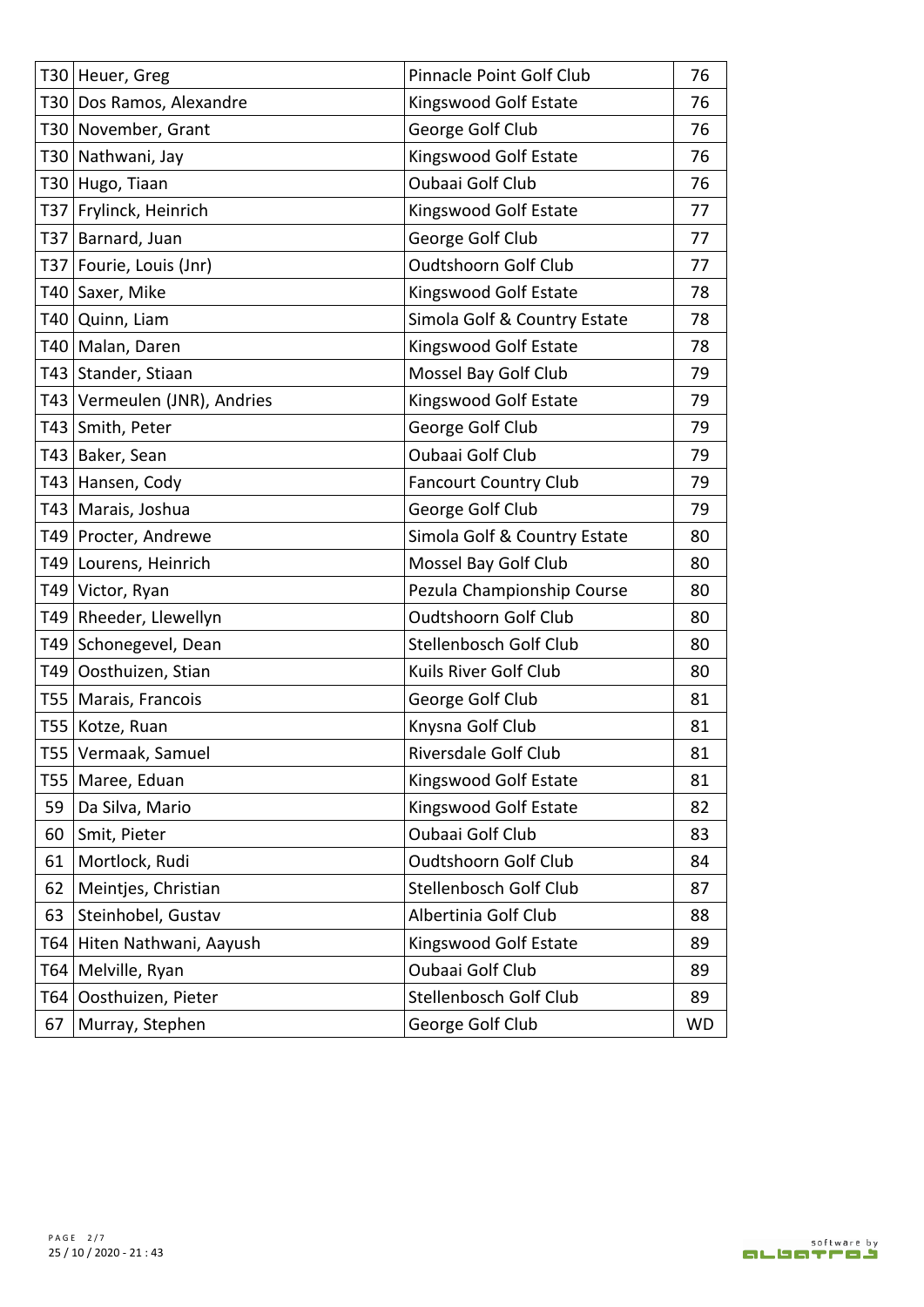| | | | |
|---|---|---|---|
| T30 | Heuer, Greg | Pinnacle Point Golf Club | 76 |
| T30 | Dos Ramos, Alexandre | Kingswood Golf Estate | 76 |
| T30 | November, Grant | George Golf Club | 76 |
| T30 | Nathwani, Jay | Kingswood Golf Estate | 76 |
| T30 | Hugo, Tiaan | Oubaai Golf Club | 76 |
| T37 | Frylinck, Heinrich | Kingswood Golf Estate | 77 |
| T37 | Barnard, Juan | George Golf Club | 77 |
| T37 | Fourie, Louis (Jnr) | Oudtshoorn Golf Club | 77 |
| T40 | Saxer, Mike | Kingswood Golf Estate | 78 |
| T40 | Quinn, Liam | Simola Golf & Country Estate | 78 |
| T40 | Malan, Daren | Kingswood Golf Estate | 78 |
| T43 | Stander, Stiaan | Mossel Bay Golf Club | 79 |
| T43 | Vermeulen (JNR), Andries | Kingswood Golf Estate | 79 |
| T43 | Smith, Peter | George Golf Club | 79 |
| T43 | Baker, Sean | Oubaai Golf Club | 79 |
| T43 | Hansen, Cody | Fancourt Country Club | 79 |
| T43 | Marais, Joshua | George Golf Club | 79 |
| T49 | Procter, Andrewe | Simola Golf & Country Estate | 80 |
| T49 | Lourens, Heinrich | Mossel Bay Golf Club | 80 |
| T49 | Victor, Ryan | Pezula Championship Course | 80 |
| T49 | Rheeder, Llewellyn | Oudtshoorn Golf Club | 80 |
| T49 | Schonegevel, Dean | Stellenbosch Golf Club | 80 |
| T49 | Oosthuizen, Stian | Kuils River Golf Club | 80 |
| T55 | Marais, Francois | George Golf Club | 81 |
| T55 | Kotze, Ruan | Knysna Golf Club | 81 |
| T55 | Vermaak, Samuel | Riversdale Golf Club | 81 |
| T55 | Maree, Eduan | Kingswood Golf Estate | 81 |
| 59 | Da Silva, Mario | Kingswood Golf Estate | 82 |
| 60 | Smit, Pieter | Oubaai Golf Club | 83 |
| 61 | Mortlock, Rudi | Oudtshoorn Golf Club | 84 |
| 62 | Meintjes, Christian | Stellenbosch Golf Club | 87 |
| 63 | Steinhobel, Gustav | Albertinia Golf Club | 88 |
| T64 | Hiten Nathwani, Aayush | Kingswood Golf Estate | 89 |
| T64 | Melville, Ryan | Oubaai Golf Club | 89 |
| T64 | Oosthuizen, Pieter | Stellenbosch Golf Club | 89 |
| 67 | Murray, Stephen | George Golf Club | WD |

25 / 10 / 2020 - 21 : 43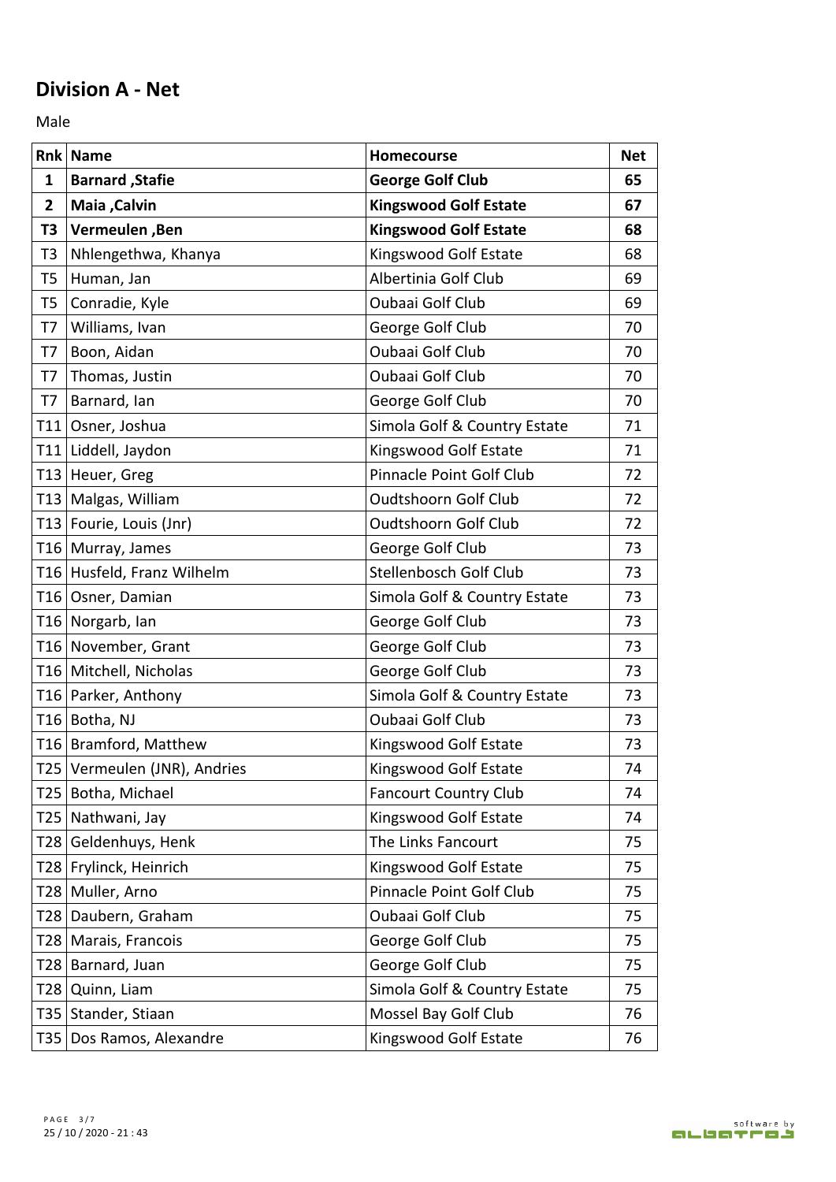## Division A - Net

Male

| Rnk | Name | Homecourse | Net |
|---|---|---|---|
| **1** | **Barnard ,Stafie** | **George Golf Club** | **65** |
| **2** | **Maia ,Calvin** | **Kingswood Golf Estate** | **67** |
| **T3** | **Vermeulen ,Ben** | **Kingswood Golf Estate** | **68** |
| T3 | Nhlengethwa, Khanya | Kingswood Golf Estate | 68 |
| T5 | Human, Jan | Albertinia Golf Club | 69 |
| T5 | Conradie, Kyle | Oubaai Golf Club | 69 |
| T7 | Williams, Ivan | George Golf Club | 70 |
| T7 | Boon, Aidan | Oubaai Golf Club | 70 |
| T7 | Thomas, Justin | Oubaai Golf Club | 70 |
| T7 | Barnard, Ian | George Golf Club | 70 |
| T11 | Osner, Joshua | Simola Golf & Country Estate | 71 |
| T11 | Liddell, Jaydon | Kingswood Golf Estate | 71 |
| T13 | Heuer, Greg | Pinnacle Point Golf Club | 72 |
| T13 | Malgas, William | Oudtshoorn Golf Club | 72 |
| T13 | Fourie, Louis (Jnr) | Oudtshoorn Golf Club | 72 |
| T16 | Murray, James | George Golf Club | 73 |
| T16 | Husfeld, Franz Wilhelm | Stellenbosch Golf Club | 73 |
| T16 | Osner, Damian | Simola Golf & Country Estate | 73 |
| T16 | Norgarb, Ian | George Golf Club | 73 |
| T16 | November, Grant | George Golf Club | 73 |
| T16 | Mitchell, Nicholas | George Golf Club | 73 |
| T16 | Parker, Anthony | Simola Golf & Country Estate | 73 |
| T16 | Botha, NJ | Oubaai Golf Club | 73 |
| T16 | Bramford, Matthew | Kingswood Golf Estate | 73 |
| T25 | Vermeulen (JNR), Andries | Kingswood Golf Estate | 74 |
| T25 | Botha, Michael | Fancourt Country Club | 74 |
| T25 | Nathwani, Jay | Kingswood Golf Estate | 74 |
| T28 | Geldenhuys, Henk | The Links Fancourt | 75 |
| T28 | Frylinck, Heinrich | Kingswood Golf Estate | 75 |
| T28 | Muller, Arno | Pinnacle Point Golf Club | 75 |
| T28 | Daubern, Graham | Oubaai Golf Club | 75 |
| T28 | Marais, Francois | George Golf Club | 75 |
| T28 | Barnard, Juan | George Golf Club | 75 |
| T28 | Quinn, Liam | Simola Golf & Country Estate | 75 |
| T35 | Stander, Stiaan | Mossel Bay Golf Club | 76 |
| T35 | Dos Ramos, Alexandre | Kingswood Golf Estate | 76 |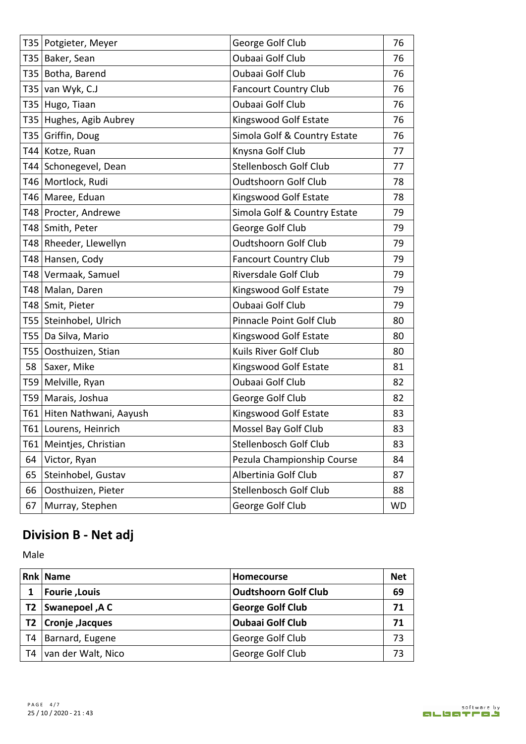| | | | |
|---|---|---|---|
| T35 | Potgieter, Meyer | George Golf Club | 76 |
| T35 | Baker, Sean | Oubaai Golf Club | 76 |
| T35 | Botha, Barend | Oubaai Golf Club | 76 |
| T35 | van Wyk, C.J | Fancourt Country Club | 76 |
| T35 | Hugo, Tiaan | Oubaai Golf Club | 76 |
| T35 | Hughes, Agib Aubrey | Kingswood Golf Estate | 76 |
| T35 | Griffin, Doug | Simola Golf & Country Estate | 76 |
| T44 | Kotze, Ruan | Knysna Golf Club | 77 |
| T44 | Schonegevel, Dean | Stellenbosch Golf Club | 77 |
| T46 | Mortlock, Rudi | Oudtshoorn Golf Club | 78 |
| T46 | Maree, Eduan | Kingswood Golf Estate | 78 |
| T48 | Procter, Andrewe | Simola Golf & Country Estate | 79 |
| T48 | Smith, Peter | George Golf Club | 79 |
| T48 | Rheeder, Llewellyn | Oudtshoorn Golf Club | 79 |
| T48 | Hansen, Cody | Fancourt Country Club | 79 |
| T48 | Vermaak, Samuel | Riversdale Golf Club | 79 |
| T48 | Malan, Daren | Kingswood Golf Estate | 79 |
| T48 | Smit, Pieter | Oubaai Golf Club | 79 |
| T55 | Steinhobel, Ulrich | Pinnacle Point Golf Club | 80 |
| T55 | Da Silva, Mario | Kingswood Golf Estate | 80 |
| T55 | Oosthuizen, Stian | Kuils River Golf Club | 80 |
| 58 | Saxer, Mike | Kingswood Golf Estate | 81 |
| T59 | Melville, Ryan | Oubaai Golf Club | 82 |
| T59 | Marais, Joshua | George Golf Club | 82 |
| T61 | Hiten Nathwani, Aayush | Kingswood Golf Estate | 83 |
| T61 | Lourens, Heinrich | Mossel Bay Golf Club | 83 |
| T61 | Meintjes, Christian | Stellenbosch Golf Club | 83 |
| 64 | Victor, Ryan | Pezula Championship Course | 84 |
| 65 | Steinhobel, Gustav | Albertinia Golf Club | 87 |
| 66 | Oosthuizen, Pieter | Stellenbosch Golf Club | 88 |
| 67 | Murray, Stephen | George Golf Club | WD |

## Division B - Net adj

Male

| Rnk | Name | Homecourse | Net |
|---|---|---|---|
| **1** | **Fourie ,Louis** | **Oudtshoorn Golf Club** | **69** |
| **T2** | **Swanepoel ,A C** | **George Golf Club** | **71** |
| **T2** | **Cronje ,Jacques** | **Oubaai Golf Club** | **71** |
| T4 | Barnard, Eugene | George Golf Club | 73 |
| T4 | van der Walt, Nico | George Golf Club | 73 |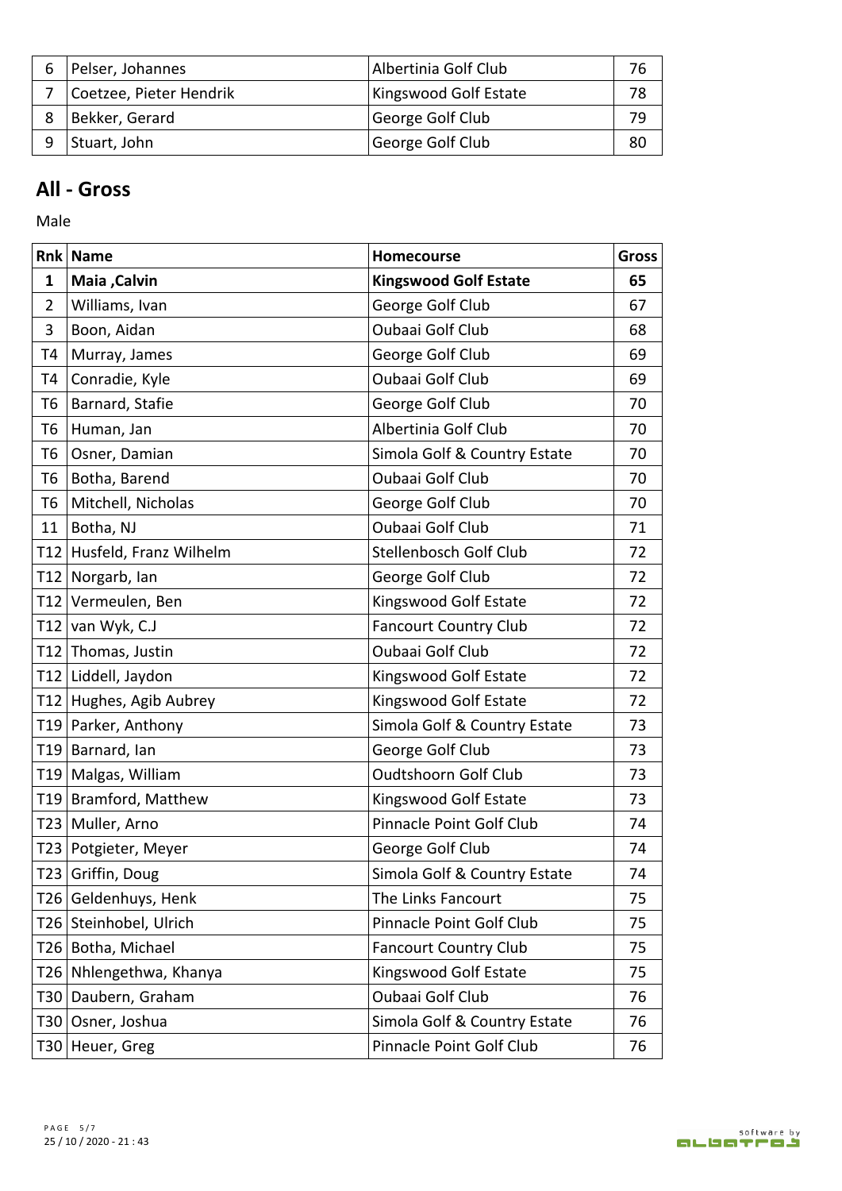| | | | |
|---|---|---|---|
| 6 | Pelser, Johannes | Albertinia Golf Club | 76 |
| 7 | Coetzee, Pieter Hendrik | Kingswood Golf Estate | 78 |
| 8 | Bekker, Gerard | George Golf Club | 79 |
| 9 | Stuart, John | George Golf Club | 80 |

## All - Gross

Male

| Rnk | Name | Homecourse | Gross |
|---|---|---|---|
| **1** | **Maia ,Calvin** | **Kingswood Golf Estate** | **65** |
| 2 | Williams, Ivan | George Golf Club | 67 |
| 3 | Boon, Aidan | Oubaai Golf Club | 68 |
| T4 | Murray, James | George Golf Club | 69 |
| T4 | Conradie, Kyle | Oubaai Golf Club | 69 |
| T6 | Barnard, Stafie | George Golf Club | 70 |
| T6 | Human, Jan | Albertinia Golf Club | 70 |
| T6 | Osner, Damian | Simola Golf & Country Estate | 70 |
| T6 | Botha, Barend | Oubaai Golf Club | 70 |
| T6 | Mitchell, Nicholas | George Golf Club | 70 |
| 11 | Botha, NJ | Oubaai Golf Club | 71 |
| T12 | Husfeld, Franz Wilhelm | Stellenbosch Golf Club | 72 |
| T12 | Norgarb, Ian | George Golf Club | 72 |
| T12 | Vermeulen, Ben | Kingswood Golf Estate | 72 |
| T12 | van Wyk, C.J | Fancourt Country Club | 72 |
| T12 | Thomas, Justin | Oubaai Golf Club | 72 |
| T12 | Liddell, Jaydon | Kingswood Golf Estate | 72 |
| T12 | Hughes, Agib Aubrey | Kingswood Golf Estate | 72 |
| T19 | Parker, Anthony | Simola Golf & Country Estate | 73 |
| T19 | Barnard, Ian | George Golf Club | 73 |
| T19 | Malgas, William | Oudtshoorn Golf Club | 73 |
| T19 | Bramford, Matthew | Kingswood Golf Estate | 73 |
| T23 | Muller, Arno | Pinnacle Point Golf Club | 74 |
| T23 | Potgieter, Meyer | George Golf Club | 74 |
| T23 | Griffin, Doug | Simola Golf & Country Estate | 74 |
| T26 | Geldenhuys, Henk | The Links Fancourt | 75 |
| T26 | Steinhobel, Ulrich | Pinnacle Point Golf Club | 75 |
| T26 | Botha, Michael | Fancourt Country Club | 75 |
| T26 | Nhlengethwa, Khanya | Kingswood Golf Estate | 75 |
| T30 | Daubern, Graham | Oubaai Golf Club | 76 |
| T30 | Osner, Joshua | Simola Golf & Country Estate | 76 |
| T30 | Heuer, Greg | Pinnacle Point Golf Club | 76 |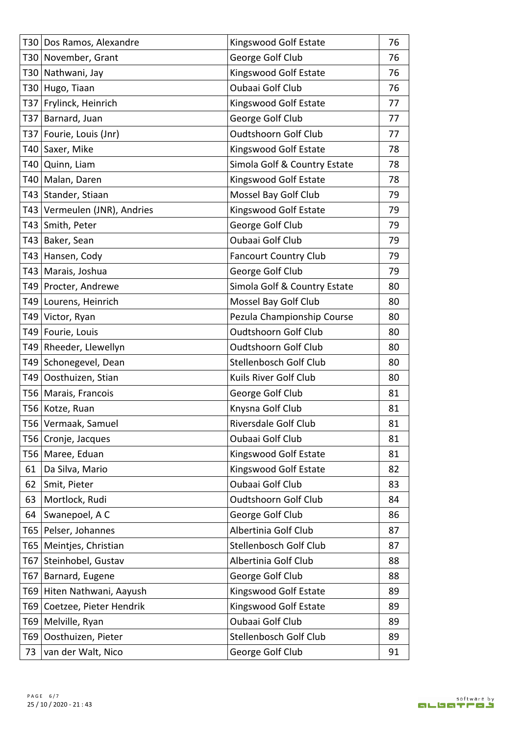| | | | |
|---|---|---|---|
| T30 | Dos Ramos, Alexandre | Kingswood Golf Estate | 76 |
| T30 | November, Grant | George Golf Club | 76 |
| T30 | Nathwani, Jay | Kingswood Golf Estate | 76 |
| T30 | Hugo, Tiaan | Oubaai Golf Club | 76 |
| T37 | Frylinck, Heinrich | Kingswood Golf Estate | 77 |
| T37 | Barnard, Juan | George Golf Club | 77 |
| T37 | Fourie, Louis (Jnr) | Oudtshoorn Golf Club | 77 |
| T40 | Saxer, Mike | Kingswood Golf Estate | 78 |
| T40 | Quinn, Liam | Simola Golf & Country Estate | 78 |
| T40 | Malan, Daren | Kingswood Golf Estate | 78 |
| T43 | Stander, Stiaan | Mossel Bay Golf Club | 79 |
| T43 | Vermeulen (JNR), Andries | Kingswood Golf Estate | 79 |
| T43 | Smith, Peter | George Golf Club | 79 |
| T43 | Baker, Sean | Oubaai Golf Club | 79 |
| T43 | Hansen, Cody | Fancourt Country Club | 79 |
| T43 | Marais, Joshua | George Golf Club | 79 |
| T49 | Procter, Andrewe | Simola Golf & Country Estate | 80 |
| T49 | Lourens, Heinrich | Mossel Bay Golf Club | 80 |
| T49 | Victor, Ryan | Pezula Championship Course | 80 |
| T49 | Fourie, Louis | Oudtshoorn Golf Club | 80 |
| T49 | Rheeder, Llewellyn | Oudtshoorn Golf Club | 80 |
| T49 | Schonegevel, Dean | Stellenbosch Golf Club | 80 |
| T49 | Oosthuizen, Stian | Kuils River Golf Club | 80 |
| T56 | Marais, Francois | George Golf Club | 81 |
| T56 | Kotze, Ruan | Knysna Golf Club | 81 |
| T56 | Vermaak, Samuel | Riversdale Golf Club | 81 |
| T56 | Cronje, Jacques | Oubaai Golf Club | 81 |
| T56 | Maree, Eduan | Kingswood Golf Estate | 81 |
| 61 | Da Silva, Mario | Kingswood Golf Estate | 82 |
| 62 | Smit, Pieter | Oubaai Golf Club | 83 |
| 63 | Mortlock, Rudi | Oudtshoorn Golf Club | 84 |
| 64 | Swanepoel, A C | George Golf Club | 86 |
| T65 | Pelser, Johannes | Albertinia Golf Club | 87 |
| T65 | Meintjes, Christian | Stellenbosch Golf Club | 87 |
| T67 | Steinhobel, Gustav | Albertinia Golf Club | 88 |
| T67 | Barnard, Eugene | George Golf Club | 88 |
| T69 | Hiten Nathwani, Aayush | Kingswood Golf Estate | 89 |
| T69 | Coetzee, Pieter Hendrik | Kingswood Golf Estate | 89 |
| T69 | Melville, Ryan | Oubaai Golf Club | 89 |
| T69 | Oosthuizen, Pieter | Stellenbosch Golf Club | 89 |
| 73 | van der Walt, Nico | George Golf Club | 91 |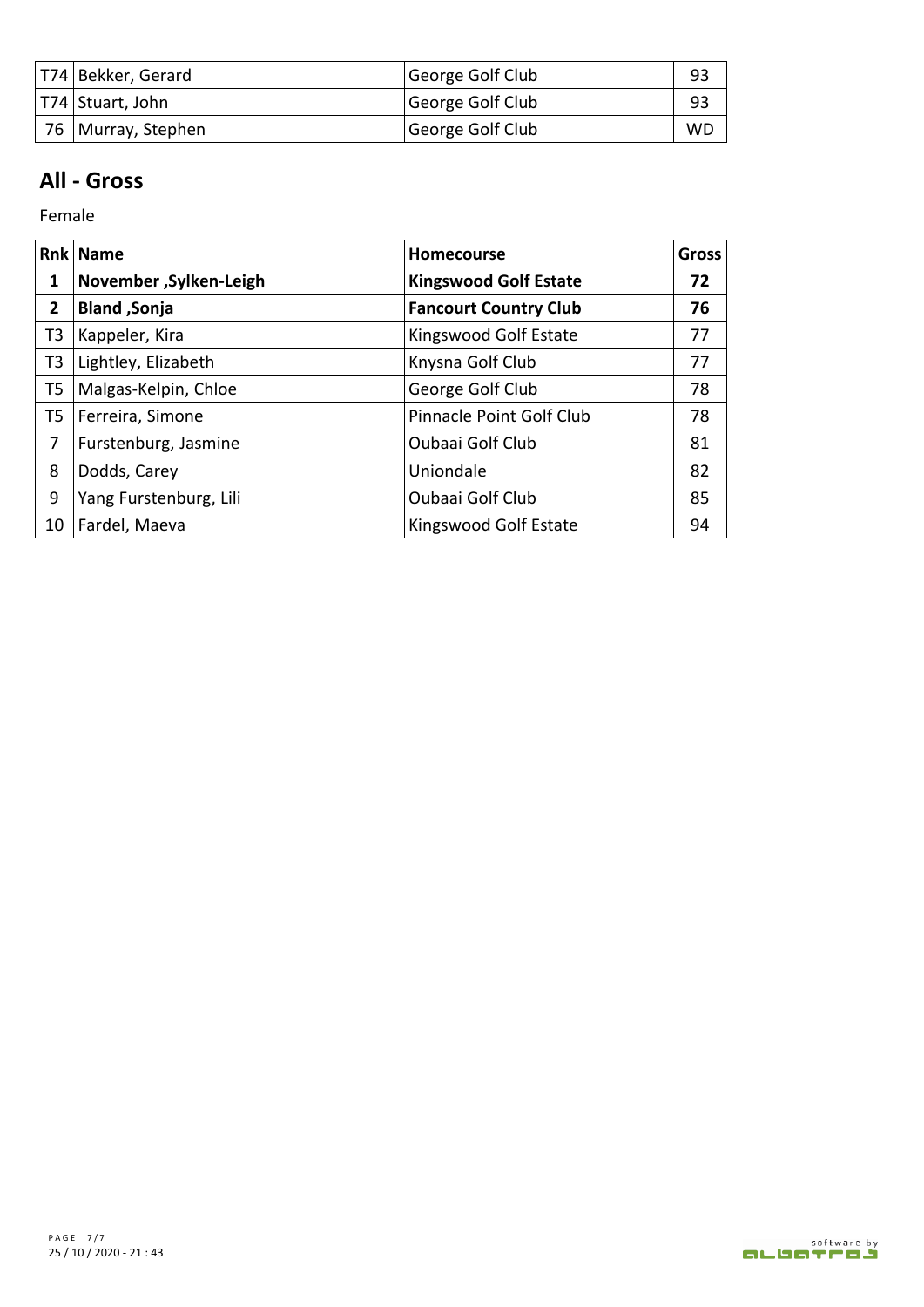| | | | |
|---|---|---|---|
| T74 | Bekker, Gerard | George Golf Club | 93 |
| T74 | Stuart, John | George Golf Club | 93 |
| 76 | Murray, Stephen | George Golf Club | WD |

## All - Gross

Female

| Rnk | Name | Homecourse | Gross |
|---|---|---|---|
| **1** | **November ,Sylken-Leigh** | **Kingswood Golf Estate** | **72** |
| **2** | **Bland ,Sonja** | **Fancourt Country Club** | **76** |
| T3 | Kappeler, Kira | Kingswood Golf Estate | 77 |
| T3 | Lightley, Elizabeth | Knysna Golf Club | 77 |
| T5 | Malgas-Kelpin, Chloe | George Golf Club | 78 |
| T5 | Ferreira, Simone | Pinnacle Point Golf Club | 78 |
| 7 | Furstenburg, Jasmine | Oubaai Golf Club | 81 |
| 8 | Dodds, Carey | Uniondale | 82 |
| 9 | Yang Furstenburg, Lili | Oubaai Golf Club | 85 |
| 10 | Fardel, Maeva | Kingswood Golf Estate | 94 |

25 / 10 / 2020 - 21 : 43

software by albatros